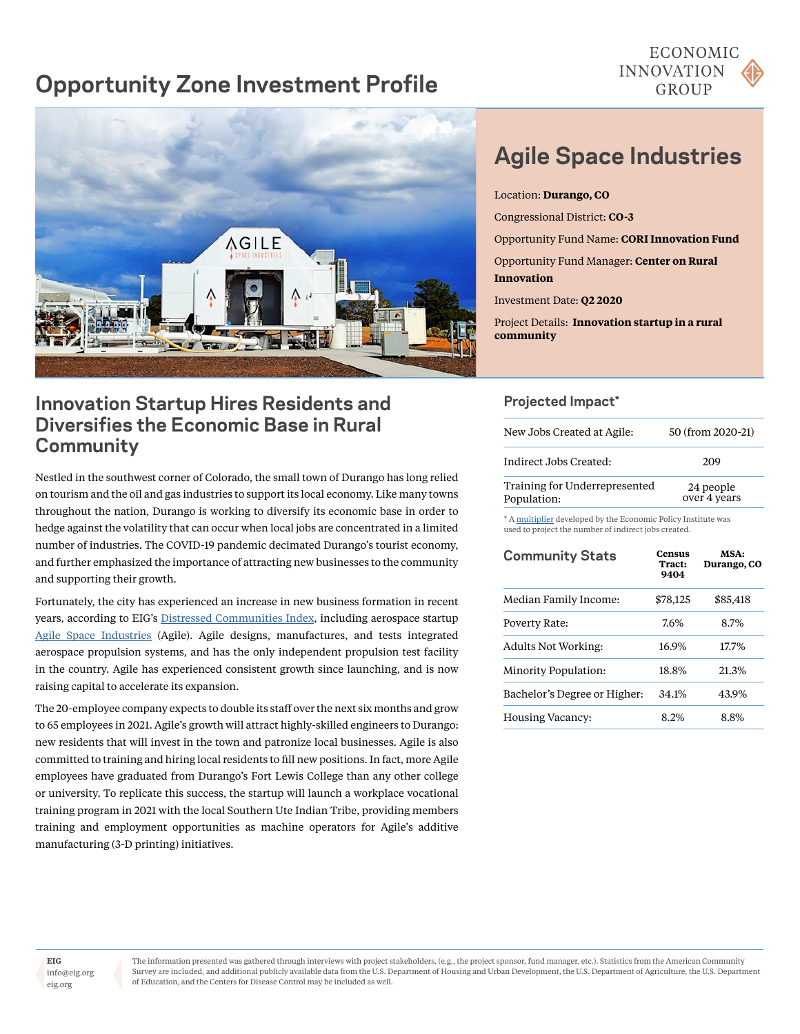# Opportunity Zone Investment Profile

ECONOMIC INNOVATION GROUP

## Agile Space Industries

Location: **Durango, CO**

Congressional District: **CO-3**

Opportunity Fund Name: **CORI Innovation Fund**

Opportunity Fund Manager: **Center on Rural Innovation**

Investment Date: **Q2 2020**

Project Details: **Innovation startup in a rural community**

## Innovation Startup Hires Residents and Diversifies the Economic Base in Rural Community

Nestled in the southwest corner of Colorado, the small town of Durango has long relied on tourism and the oil and gas industries to support its local economy. Like many towns throughout the nation, Durango is working to diversify its economic base in order to hedge against the volatility that can occur when local jobs are concentrated in a limited number of industries. The COVID-19 pandemic decimated Durango's tourist economy, and further emphasized the importance of attracting new businesses to the community and supporting their growth.

Fortunately, the city has experienced an increase in new business formation in recent years, according to EIG's Distressed Communities Index, including aerospace startup Agile Space Industries (Agile). Agile designs, manufactures, and tests integrated aerospace propulsion systems, and has the only independent propulsion test facility in the country. Agile has experienced consistent growth since launching, and is now raising capital to accelerate its expansion.

The 20-employee company expects to double its staff over the next six months and grow to 65 employees in 2021. Agile's growth will attract highly-skilled engineers to Durango: new residents that will invest in the town and patronize local businesses. Agile is also committed to training and hiring local residents to fill new positions. In fact, more Agile employees have graduated from Durango's Fort Lewis College than any other college or university. To replicate this success, the startup will launch a workplace vocational training program in 2021 with the local Southern Ute Indian Tribe, providing members training and employment opportunities as machine operators for Agile's additive manufacturing (3-D printing) initiatives.

### Projected Impact*

| | |
|---|---|
| New Jobs Created at Agile: | 50 (from 2020-21) |
| Indirect Jobs Created: | 209 |
| Training for Underrepresented Population: | 24 people over 4 years |

* A multiplier developed by the Economic Policy Institute was used to project the number of indirect jobs created.

### Community Stats

| | Census Tract: 9404 | MSA: Durango, CO |
|---|---|---|
| Median Family Income: | $78,125 | $85,418 |
| Poverty Rate: | 7.6% | 8.7% |
| Adults Not Working: | 16.9% | 17.7% |
| Minority Population: | 18.8% | 21.3% |
| Bachelor's Degree or Higher: | 34.1% | 43.9% |
| Housing Vacancy: | 8.2% | 8.8% |

EIG
info@eig.org
eig.org

The information presented was gathered through interviews with project stakeholders, (e.g., the project sponsor, fund manager, etc.). Statistics from the American Community Survey are included, and additional publicly available data from the U.S. Department of Housing and Urban Development, the U.S. Department of Agriculture, the U.S. Department of Education, and the Centers for Disease Control may be included as well.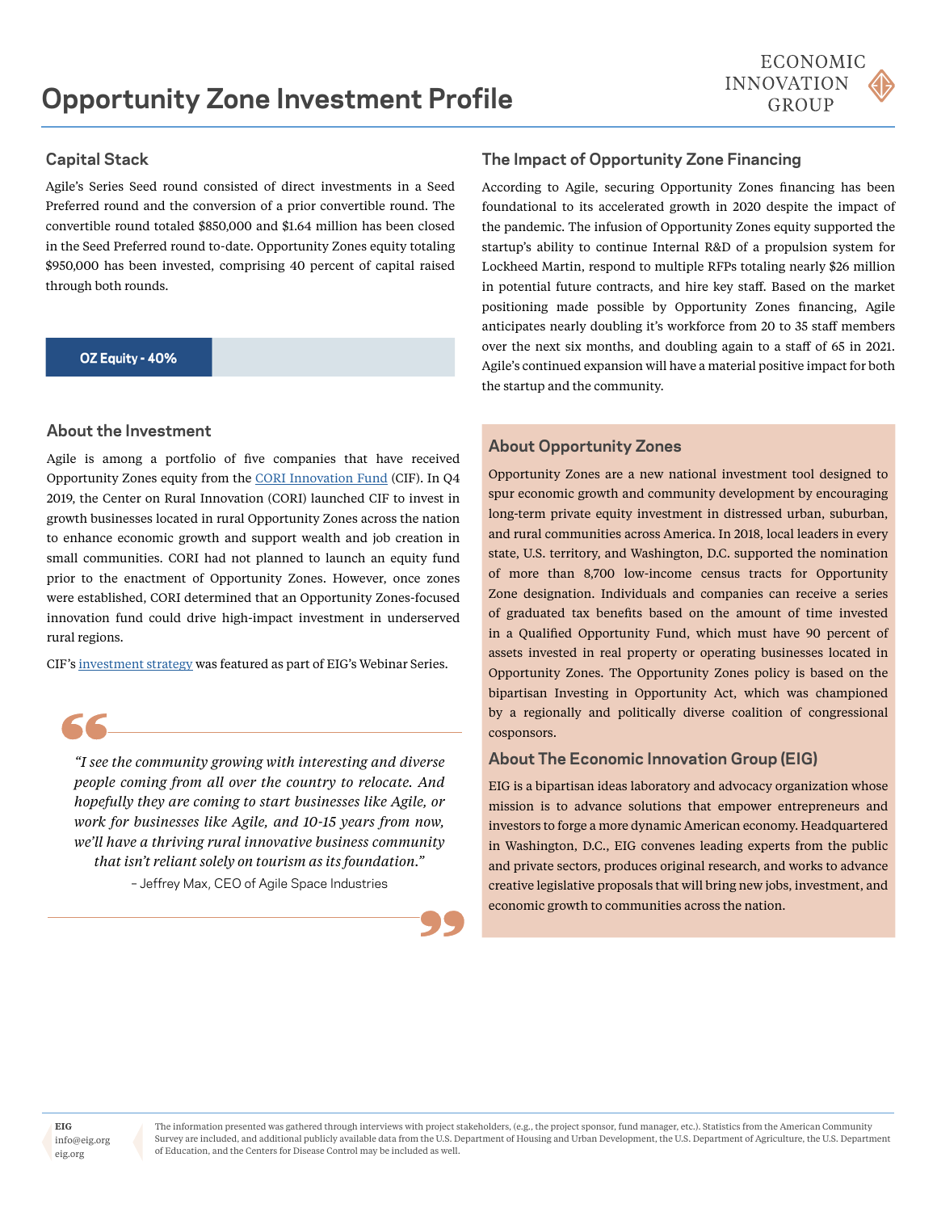# Opportunity Zone Investment Profile

## Capital Stack

Agile's Series Seed round consisted of direct investments in a Seed Preferred round and the conversion of a prior convertible round. The convertible round totaled $850,000 and $1.64 million has been closed in the Seed Preferred round to-date. Opportunity Zones equity totaling $950,000 has been invested, comprising 40 percent of capital raised through both rounds.

OZ Equity - 40%

## About the Investment

Agile is among a portfolio of five companies that have received Opportunity Zones equity from the CORI Innovation Fund (CIF). In Q4 2019, the Center on Rural Innovation (CORI) launched CIF to invest in growth businesses located in rural Opportunity Zones across the nation to enhance economic growth and support wealth and job creation in small communities. CORI had not planned to launch an equity fund prior to the enactment of Opportunity Zones. However, once zones were established, CORI determined that an Opportunity Zones-focused innovation fund could drive high-impact investment in underserved rural regions.

CIF's investment strategy was featured as part of EIG's Webinar Series.

> *"I see the community growing with interesting and diverse people coming from all over the country to relocate. And hopefully they are coming to start businesses like Agile, or work for businesses like Agile, and 10-15 years from now, we'll have a thriving rural innovative business community that isn't reliant solely on tourism as its foundation."*
>
> – Jeffrey Max, CEO of Agile Space Industries

## The Impact of Opportunity Zone Financing

According to Agile, securing Opportunity Zones financing has been foundational to its accelerated growth in 2020 despite the impact of the pandemic. The infusion of Opportunity Zones equity supported the startup's ability to continue Internal R&D of a propulsion system for Lockheed Martin, respond to multiple RFPs totaling nearly $26 million in potential future contracts, and hire key staff. Based on the market positioning made possible by Opportunity Zones financing, Agile anticipates nearly doubling it's workforce from 20 to 35 staff members over the next six months, and doubling again to a staff of 65 in 2021. Agile's continued expansion will have a material positive impact for both the startup and the community.

## About Opportunity Zones

Opportunity Zones are a new national investment tool designed to spur economic growth and community development by encouraging long-term private equity investment in distressed urban, suburban, and rural communities across America. In 2018, local leaders in every state, U.S. territory, and Washington, D.C. supported the nomination of more than 8,700 low-income census tracts for Opportunity Zone designation. Individuals and companies can receive a series of graduated tax benefits based on the amount of time invested in a Qualified Opportunity Fund, which must have 90 percent of assets invested in real property or operating businesses located in Opportunity Zones. The Opportunity Zones policy is based on the bipartisan Investing in Opportunity Act, which was championed by a regionally and politically diverse coalition of congressional cosponsors.

## About The Economic Innovation Group (EIG)

EIG is a bipartisan ideas laboratory and advocacy organization whose mission is to advance solutions that empower entrepreneurs and investors to forge a more dynamic American economy. Headquartered in Washington, D.C., EIG convenes leading experts from the public and private sectors, produces original research, and works to advance creative legislative proposals that will bring new jobs, investment, and economic growth to communities across the nation.

**EIG**
info@eig.org
eig.org

The information presented was gathered through interviews with project stakeholders, (e.g., the project sponsor, fund manager, etc.). Statistics from the American Community Survey are included, and additional publicly available data from the U.S. Department of Housing and Urban Development, the U.S. Department of Agriculture, the U.S. Department of Education, and the Centers for Disease Control may be included as well.